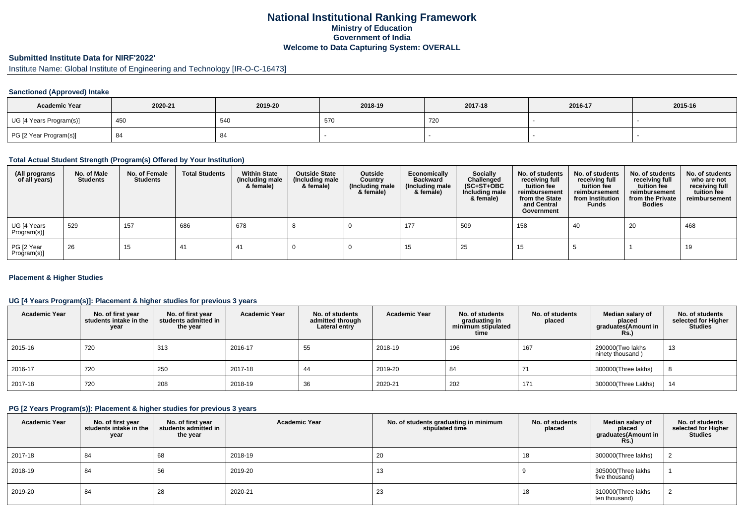# National Institutional Ranking Framework

**Ministry of Education**

**Government of India**

**Welcome to Data Capturing System: OVERALL**

## Submitted Institute Data for NIRF'2022'

Institute Name: Global Institute of Engineering and Technology [IR-O-C-16473]

### Sanctioned (Approved) Intake

| Academic Year | 2020-21 | 2019-20 | 2018-19 | 2017-18 | 2016-17 | 2015-16 |
|---|---|---|---|---|---|---|
| UG [4 Years Program(s)] | 450 | 540 | 570 | 720 | - | - |
| PG [2 Year Program(s)] | 84 | 84 | - | - | - | - |

### Total Actual Student Strength (Program(s) Offered by Your Institution)

| (All programs of all years) | No. of Male Students | No. of Female Students | Total Students | Within State (Including male & female) | Outside State (Including male & female) | Outside Country (Including male & female) | Economically Backward (Including male & female) | Socially Challenged (SC+ST+OBC Including male & female) | No. of students receiving full tuition fee reimbursement from the State and Central Government | No. of students receiving full tuition fee reimbursement from Institution Funds | No. of students receiving full tuition fee reimbursement from the Private Bodies | No. of students who are not receiving full tuition fee reimbursement |
|---|---|---|---|---|---|---|---|---|---|---|---|---|
| UG [4 Years Program(s)] | 529 | 157 | 686 | 678 | 8 | 0 | 177 | 509 | 158 | 40 | 20 | 468 |
| PG [2 Year Program(s)] | 26 | 15 | 41 | 41 | 0 | 0 | 15 | 25 | 15 | 5 | 1 | 19 |

### Placement & Higher Studies

#### UG [4 Years Program(s)]: Placement & higher studies for previous 3 years

| Academic Year | No. of first year students intake in the year | No. of first year students admitted in the year | Academic Year | No. of students admitted through Lateral entry | Academic Year | No. of students graduating in minimum stipulated time | No. of students placed | Median salary of placed graduates(Amount in Rs.) | No. of students selected for Higher Studies |
|---|---|---|---|---|---|---|---|---|---|
| 2015-16 | 720 | 313 | 2016-17 | 55 | 2018-19 | 196 | 167 | 290000(Two lakhs ninety thousand ) | 13 |
| 2016-17 | 720 | 250 | 2017-18 | 44 | 2019-20 | 84 | 71 | 300000(Three lakhs) | 8 |
| 2017-18 | 720 | 208 | 2018-19 | 36 | 2020-21 | 202 | 171 | 300000(Three Lakhs) | 14 |

#### PG [2 Years Program(s)]: Placement & higher studies for previous 3 years

| Academic Year | No. of first year students intake in the year | No. of first year students admitted in the year | Academic Year | No. of students graduating in minimum stipulated time | No. of students placed | Median salary of placed graduates(Amount in Rs.) | No. of students selected for Higher Studies |
|---|---|---|---|---|---|---|---|
| 2017-18 | 84 | 68 | 2018-19 | 20 | 18 | 300000(Three lakhs) | 2 |
| 2018-19 | 84 | 56 | 2019-20 | 13 | 9 | 305000(Three lakhs five thousand) | 1 |
| 2019-20 | 84 | 28 | 2020-21 | 23 | 18 | 310000(Three lakhs ten thousand) | 2 |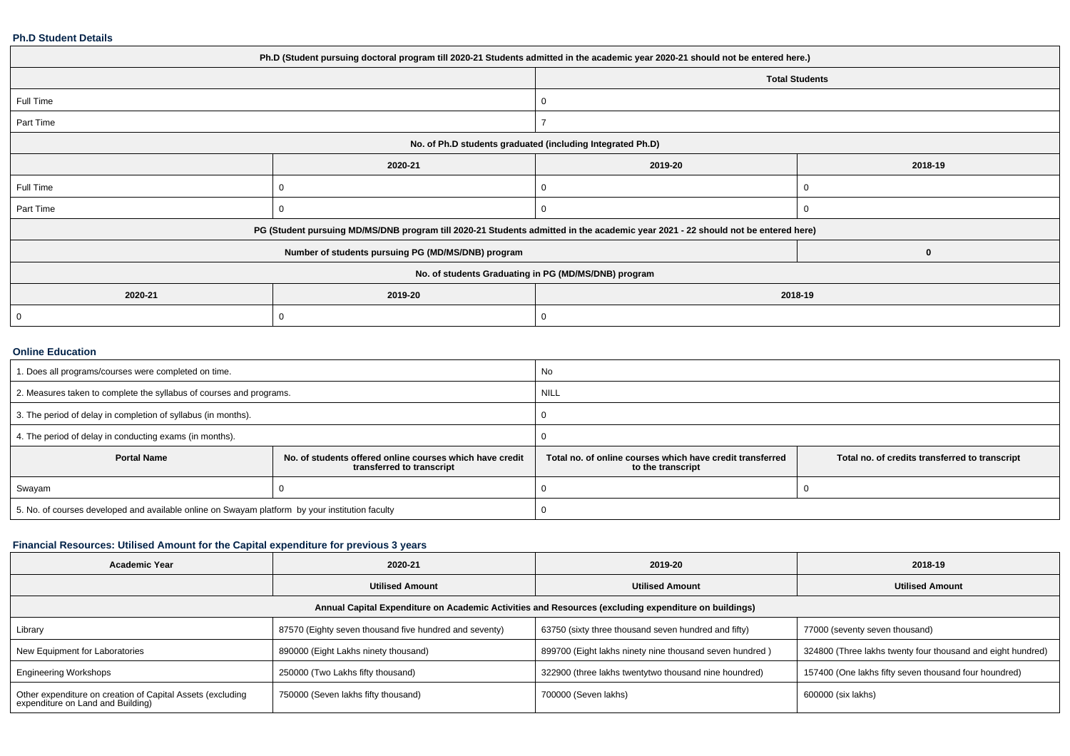### Ph.D Student Details

| Ph.D (Student pursuing doctoral program till 2020-21 Students admitted in the academic year 2020-21 should not be entered here.) | | | |
|---|---|---|---|
| | | Total Students | |
| Full Time | | 0 | |
| Part Time | | 7 | |
| No. of Ph.D students graduated (including Integrated Ph.D) | | | |
| | 2020-21 | 2019-20 | 2018-19 |
| Full Time | 0 | 0 | 0 |
| Part Time | 0 | 0 | 0 |
| PG (Student pursuing MD/MS/DNB program till 2020-21 Students admitted in the academic year 2021 - 22 should not be entered here) | | | |
| Number of students pursuing PG (MD/MS/DNB) program | | | 0 |
| No. of students Graduating in PG (MD/MS/DNB) program | | | |
| 2020-21 | 2019-20 | 2018-19 | |
| 0 | 0 | 0 | |

### Online Education

| | | | |
|---|---|---|---|
| 1. Does all programs/courses were completed on time. | | No | |
| 2. Measures taken to complete the syllabus of courses and programs. | | NILL | |
| 3. The period of delay in completion of syllabus (in months). | | 0 | |
| 4. The period of delay in conducting exams (in months). | | 0 | |
| **Portal Name** | **No. of students offered online courses which have credit transferred to transcript** | **Total no. of online courses which have credit transferred to the transcript** | **Total no. of credits transferred to transcript** |
| Swayam | 0 | 0 | 0 |
| 5. No. of courses developed and available online on Swayam platform by your institution faculty | | 0 | |

### Financial Resources: Utilised Amount for the Capital expenditure for previous 3 years

| Academic Year | 2020-21 | 2019-20 | 2018-19 |
|---|---|---|---|
| | Utilised Amount | Utilised Amount | Utilised Amount |
| Annual Capital Expenditure on Academic Activities and Resources (excluding expenditure on buildings) | | | |
| Library | 87570 (Eighty seven thousand five hundred and seventy) | 63750 (sixty three thousand seven hundred and fifty) | 77000 (seventy seven thousand) |
| New Equipment for Laboratories | 890000 (Eight Lakhs ninety thousand) | 899700 (Eight lakhs ninety nine thousand seven hundred ) | 324800 (Three lakhs twenty four thousand and eight hundred) |
| Engineering Workshops | 250000 (Two Lakhs fifty thousand) | 322900 (three lakhs twentytwo thousand nine houndred) | 157400 (One lakhs fifty seven thousand four houndred) |
| Other expenditure on creation of Capital Assets (excluding expenditure on Land and Building) | 750000 (Seven lakhs fifty thousand) | 700000 (Seven lakhs) | 600000 (six lakhs) |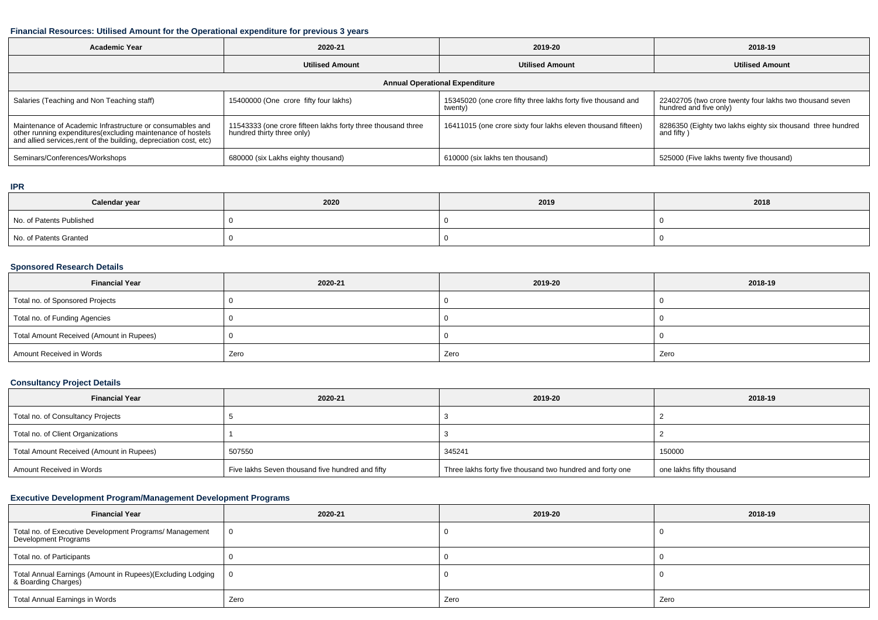### Financial Resources: Utilised Amount for the Operational expenditure for previous 3 years

| Academic Year | 2020-21 | 2019-20 | 2018-19 |
|---|---|---|---|
| | **Utilised Amount** | **Utilised Amount** | **Utilised Amount** |
| **Annual Operational Expenditure** | | | |
| Salaries (Teaching and Non Teaching staff) | 15400000 (One crore fifty four lakhs) | 15345020 (one crore fifty three lakhs forty five thousand and twenty) | 22402705 (two crore twenty four lakhs two thousand seven hundred and five only) |
| Maintenance of Academic Infrastructure or consumables and other running expenditures(excluding maintenance of hostels and allied services,rent of the building, depreciation cost, etc) | 11543333 (one crore fifteen lakhs forty three thousand three hundred thirty three only) | 16411015 (one crore sixty four lakhs eleven thousand fifteen) | 8286350 (Eighty two lakhs eighty six thousand three hundred and fifty ) |
| Seminars/Conferences/Workshops | 680000 (six Lakhs eighty thousand) | 610000 (six lakhs ten thousand) | 525000 (Five lakhs twenty five thousand) |

### IPR

| Calendar year | 2020 | 2019 | 2018 |
|---|---|---|---|
| No. of Patents Published | 0 | 0 | 0 |
| No. of Patents Granted | 0 | 0 | 0 |

### Sponsored Research Details

| Financial Year | 2020-21 | 2019-20 | 2018-19 |
|---|---|---|---|
| Total no. of Sponsored Projects | 0 | 0 | 0 |
| Total no. of Funding Agencies | 0 | 0 | 0 |
| Total Amount Received (Amount in Rupees) | 0 | 0 | 0 |
| Amount Received in Words | Zero | Zero | Zero |

### Consultancy Project Details

| Financial Year | 2020-21 | 2019-20 | 2018-19 |
|---|---|---|---|
| Total no. of Consultancy Projects | 5 | 3 | 2 |
| Total no. of Client Organizations | 1 | 3 | 2 |
| Total Amount Received (Amount in Rupees) | 507550 | 345241 | 150000 |
| Amount Received in Words | Five lakhs Seven thousand five hundred and fifty | Three lakhs forty five thousand two hundred and forty one | one lakhs fifty thousand |

### Executive Development Program/Management Development Programs

| Financial Year | 2020-21 | 2019-20 | 2018-19 |
|---|---|---|---|
| Total no. of Executive Development Programs/ Management Development Programs | 0 | 0 | 0 |
| Total no. of Participants | 0 | 0 | 0 |
| Total Annual Earnings (Amount in Rupees)(Excluding Lodging & Boarding Charges) | 0 | 0 | 0 |
| Total Annual Earnings in Words | Zero | Zero | Zero |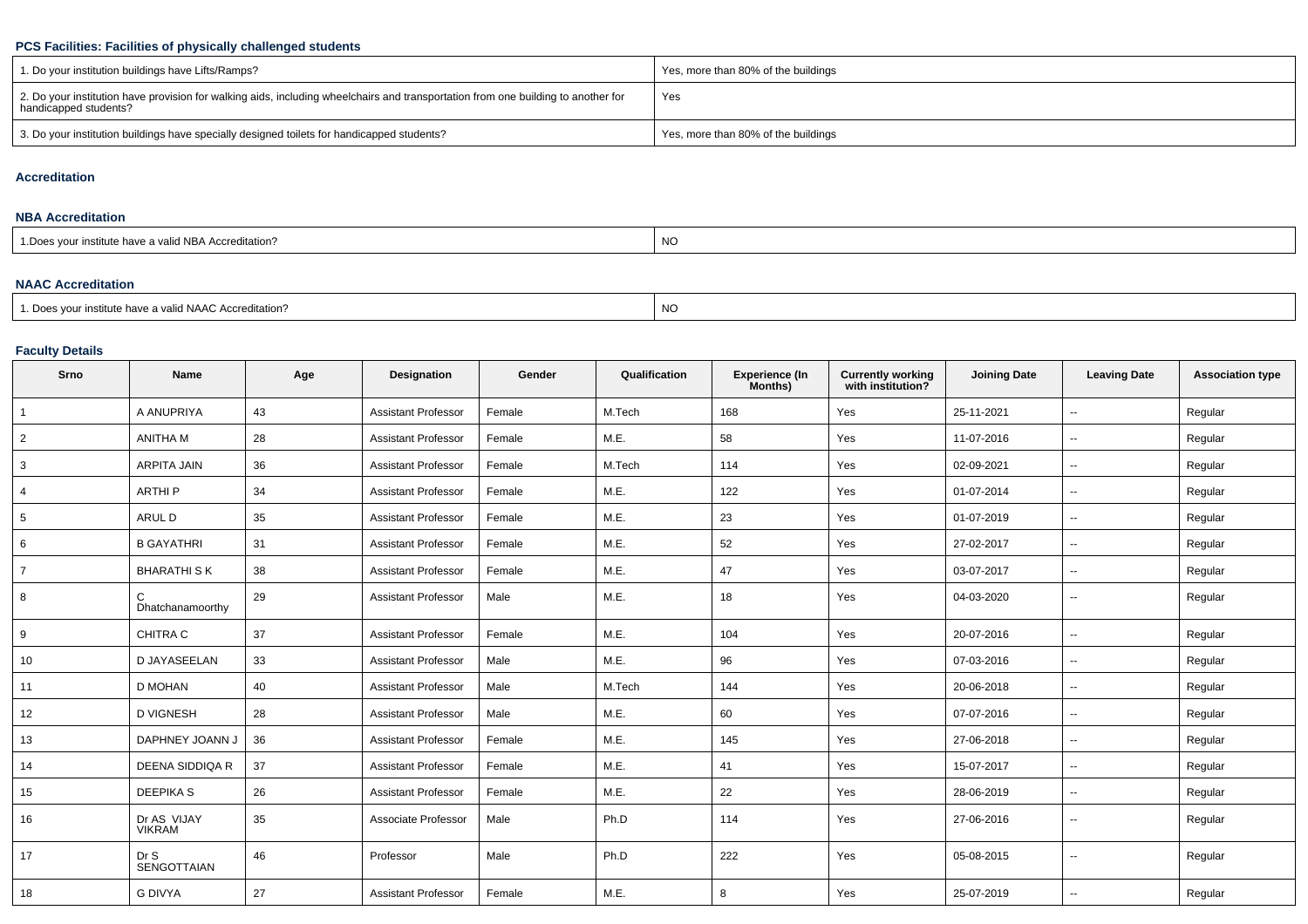### PCS Facilities: Facilities of physically challenged students

| | |
|---|---|
| 1. Do your institution buildings have Lifts/Ramps? | Yes, more than 80% of the buildings |
| 2. Do your institution have provision for walking aids, including wheelchairs and transportation from one building to another for handicapped students? | Yes |
| 3. Do your institution buildings have specially designed toilets for handicapped students? | Yes, more than 80% of the buildings |

### Accreditation

### NBA Accreditation

| | |
|---|---|
| 1.Does your institute have a valid NBA Accreditation? | NO |

### NAAC Accreditation

| | |
|---|---|
| 1. Does your institute have a valid NAAC Accreditation? | NO |

### Faculty Details

| Srno | Name | Age | Designation | Gender | Qualification | Experience (In Months) | Currently working with institution? | Joining Date | Leaving Date | Association type |
|---|---|---|---|---|---|---|---|---|---|---|
| 1 | A ANUPRIYA | 43 | Assistant Professor | Female | M.Tech | 168 | Yes | 25-11-2021 | -- | Regular |
| 2 | ANITHA M | 28 | Assistant Professor | Female | M.E. | 58 | Yes | 11-07-2016 | -- | Regular |
| 3 | ARPITA JAIN | 36 | Assistant Professor | Female | M.Tech | 114 | Yes | 02-09-2021 | -- | Regular |
| 4 | ARTHI P | 34 | Assistant Professor | Female | M.E. | 122 | Yes | 01-07-2014 | -- | Regular |
| 5 | ARUL D | 35 | Assistant Professor | Female | M.E. | 23 | Yes | 01-07-2019 | -- | Regular |
| 6 | B GAYATHRI | 31 | Assistant Professor | Female | M.E. | 52 | Yes | 27-02-2017 | -- | Regular |
| 7 | BHARATHI S K | 38 | Assistant Professor | Female | M.E. | 47 | Yes | 03-07-2017 | -- | Regular |
| 8 | C Dhatchanamoorthy | 29 | Assistant Professor | Male | M.E. | 18 | Yes | 04-03-2020 | -- | Regular |
| 9 | CHITRA C | 37 | Assistant Professor | Female | M.E. | 104 | Yes | 20-07-2016 | -- | Regular |
| 10 | D JAYASEELAN | 33 | Assistant Professor | Male | M.E. | 96 | Yes | 07-03-2016 | -- | Regular |
| 11 | D MOHAN | 40 | Assistant Professor | Male | M.Tech | 144 | Yes | 20-06-2018 | -- | Regular |
| 12 | D VIGNESH | 28 | Assistant Professor | Male | M.E. | 60 | Yes | 07-07-2016 | -- | Regular |
| 13 | DAPHNEY JOANN J | 36 | Assistant Professor | Female | M.E. | 145 | Yes | 27-06-2018 | -- | Regular |
| 14 | DEENA SIDDIQA R | 37 | Assistant Professor | Female | M.E. | 41 | Yes | 15-07-2017 | -- | Regular |
| 15 | DEEPIKA S | 26 | Assistant Professor | Female | M.E. | 22 | Yes | 28-06-2019 | -- | Regular |
| 16 | Dr AS VIJAY VIKRAM | 35 | Associate Professor | Male | Ph.D | 114 | Yes | 27-06-2016 | -- | Regular |
| 17 | Dr S SENGOTTAIAN | 46 | Professor | Male | Ph.D | 222 | Yes | 05-08-2015 | -- | Regular |
| 18 | G DIVYA | 27 | Assistant Professor | Female | M.E. | 8 | Yes | 25-07-2019 | -- | Regular |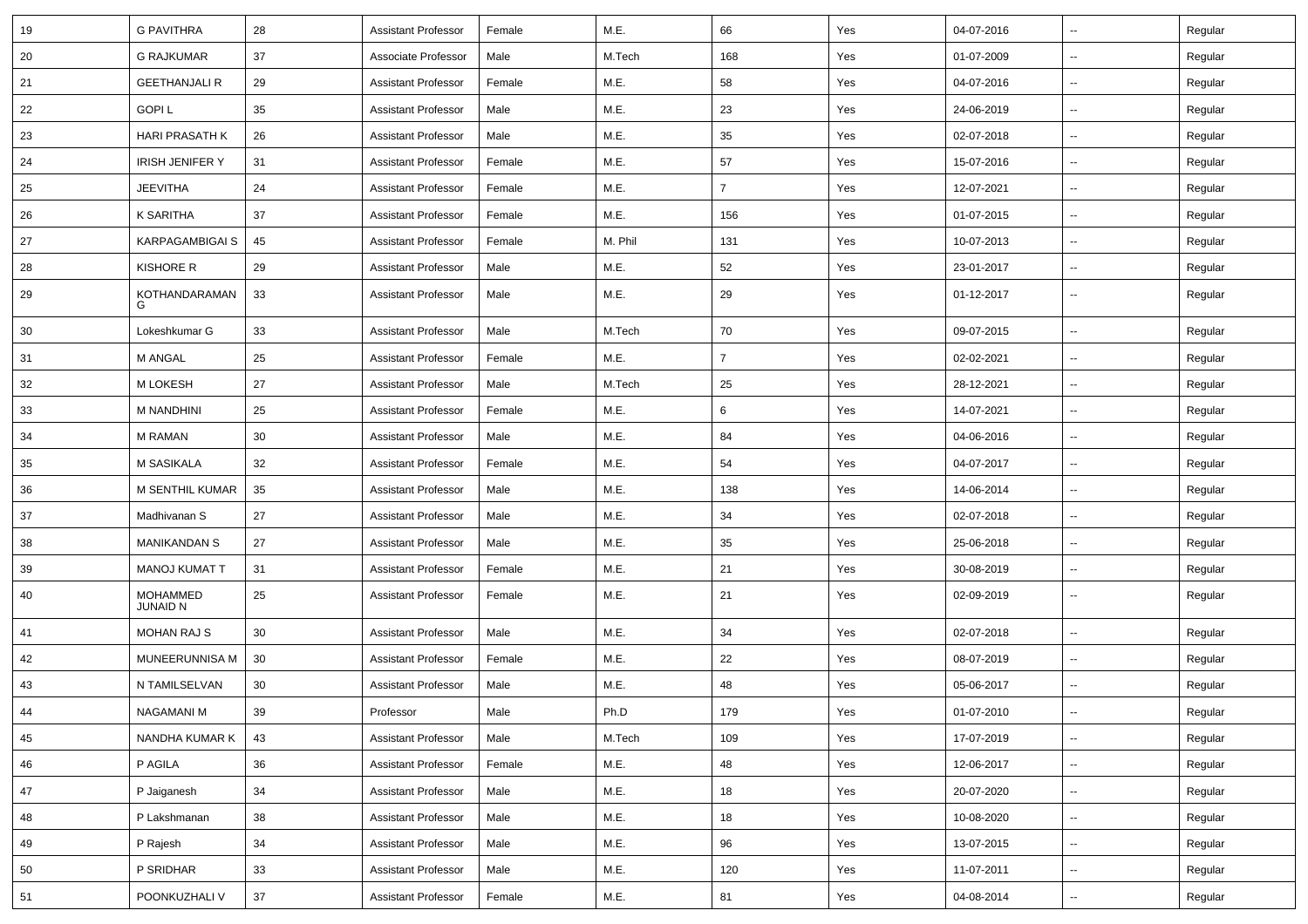| 19 | G PAVITHRA | 28 | Assistant Professor | Female | M.E. | 66 | Yes | 04-07-2016 | -- | Regular |
|---|---|---|---|---|---|---|---|---|---|---|
| 20 | G RAJKUMAR | 37 | Associate Professor | Male | M.Tech | 168 | Yes | 01-07-2009 | -- | Regular |
| 21 | GEETHANJALI R | 29 | Assistant Professor | Female | M.E. | 58 | Yes | 04-07-2016 | -- | Regular |
| 22 | GOPI L | 35 | Assistant Professor | Male | M.E. | 23 | Yes | 24-06-2019 | -- | Regular |
| 23 | HARI PRASATH K | 26 | Assistant Professor | Male | M.E. | 35 | Yes | 02-07-2018 | -- | Regular |
| 24 | IRISH JENIFER Y | 31 | Assistant Professor | Female | M.E. | 57 | Yes | 15-07-2016 | -- | Regular |
| 25 | JEEVITHA | 24 | Assistant Professor | Female | M.E. | 7 | Yes | 12-07-2021 | -- | Regular |
| 26 | K SARITHA | 37 | Assistant Professor | Female | M.E. | 156 | Yes | 01-07-2015 | -- | Regular |
| 27 | KARPAGAMBIGAI S | 45 | Assistant Professor | Female | M. Phil | 131 | Yes | 10-07-2013 | -- | Regular |
| 28 | KISHORE R | 29 | Assistant Professor | Male | M.E. | 52 | Yes | 23-01-2017 | -- | Regular |
| 29 | KOTHANDARAMAN G | 33 | Assistant Professor | Male | M.E. | 29 | Yes | 01-12-2017 | -- | Regular |
| 30 | Lokeshkumar G | 33 | Assistant Professor | Male | M.Tech | 70 | Yes | 09-07-2015 | -- | Regular |
| 31 | M ANGAL | 25 | Assistant Professor | Female | M.E. | 7 | Yes | 02-02-2021 | -- | Regular |
| 32 | M LOKESH | 27 | Assistant Professor | Male | M.Tech | 25 | Yes | 28-12-2021 | -- | Regular |
| 33 | M NANDHINI | 25 | Assistant Professor | Female | M.E. | 6 | Yes | 14-07-2021 | -- | Regular |
| 34 | M RAMAN | 30 | Assistant Professor | Male | M.E. | 84 | Yes | 04-06-2016 | -- | Regular |
| 35 | M SASIKALA | 32 | Assistant Professor | Female | M.E. | 54 | Yes | 04-07-2017 | -- | Regular |
| 36 | M SENTHIL KUMAR | 35 | Assistant Professor | Male | M.E. | 138 | Yes | 14-06-2014 | -- | Regular |
| 37 | Madhivanan S | 27 | Assistant Professor | Male | M.E. | 34 | Yes | 02-07-2018 | -- | Regular |
| 38 | MANIKANDAN S | 27 | Assistant Professor | Male | M.E. | 35 | Yes | 25-06-2018 | -- | Regular |
| 39 | MANOJ KUMAT T | 31 | Assistant Professor | Female | M.E. | 21 | Yes | 30-08-2019 | -- | Regular |
| 40 | MOHAMMED JUNAID N | 25 | Assistant Professor | Female | M.E. | 21 | Yes | 02-09-2019 | -- | Regular |
| 41 | MOHAN RAJ S | 30 | Assistant Professor | Male | M.E. | 34 | Yes | 02-07-2018 | -- | Regular |
| 42 | MUNEERUNNISA M | 30 | Assistant Professor | Female | M.E. | 22 | Yes | 08-07-2019 | -- | Regular |
| 43 | N TAMILSELVAN | 30 | Assistant Professor | Male | M.E. | 48 | Yes | 05-06-2017 | -- | Regular |
| 44 | NAGAMANI M | 39 | Professor | Male | Ph.D | 179 | Yes | 01-07-2010 | -- | Regular |
| 45 | NANDHA KUMAR K | 43 | Assistant Professor | Male | M.Tech | 109 | Yes | 17-07-2019 | -- | Regular |
| 46 | P AGILA | 36 | Assistant Professor | Female | M.E. | 48 | Yes | 12-06-2017 | -- | Regular |
| 47 | P Jaiganesh | 34 | Assistant Professor | Male | M.E. | 18 | Yes | 20-07-2020 | -- | Regular |
| 48 | P Lakshmanan | 38 | Assistant Professor | Male | M.E. | 18 | Yes | 10-08-2020 | -- | Regular |
| 49 | P Rajesh | 34 | Assistant Professor | Male | M.E. | 96 | Yes | 13-07-2015 | -- | Regular |
| 50 | P SRIDHAR | 33 | Assistant Professor | Male | M.E. | 120 | Yes | 11-07-2011 | -- | Regular |
| 51 | POONKUZHALI V | 37 | Assistant Professor | Female | M.E. | 81 | Yes | 04-08-2014 | -- | Regular |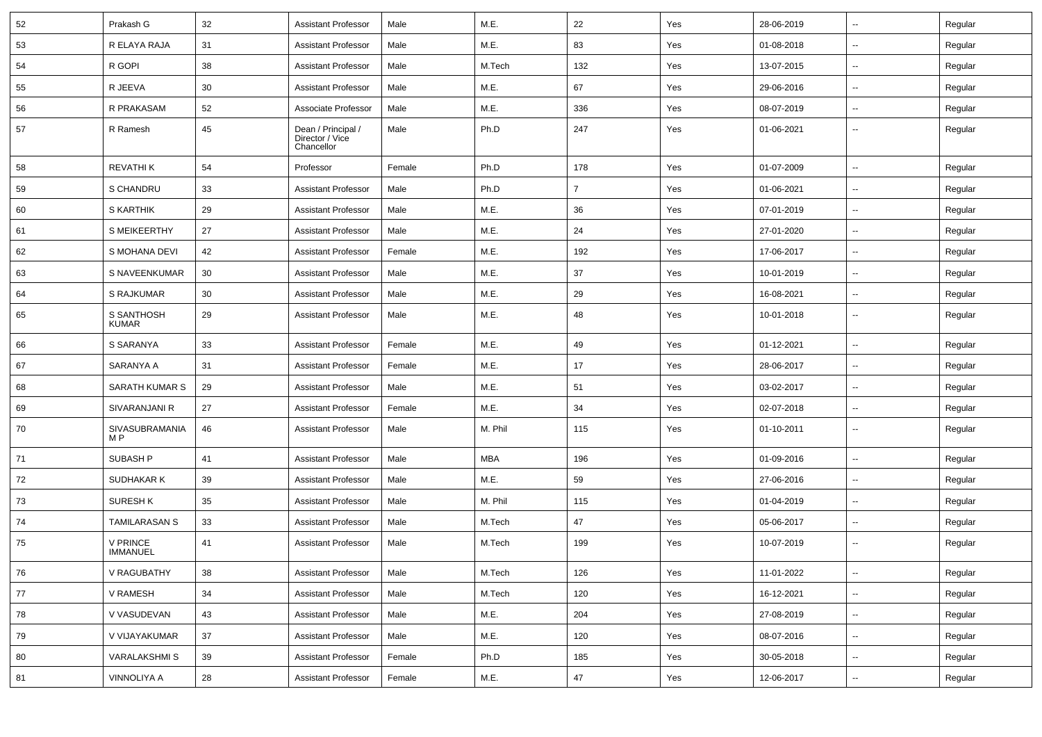| | | | | | | | | | | |
|---|---|---|---|---|---|---|---|---|---|---|
| 52 | Prakash G | 32 | Assistant Professor | Male | M.E. | 22 | Yes | 28-06-2019 | -- | Regular |
| 53 | R ELAYA RAJA | 31 | Assistant Professor | Male | M.E. | 83 | Yes | 01-08-2018 | -- | Regular |
| 54 | R GOPI | 38 | Assistant Professor | Male | M.Tech | 132 | Yes | 13-07-2015 | -- | Regular |
| 55 | R JEEVA | 30 | Assistant Professor | Male | M.E. | 67 | Yes | 29-06-2016 | -- | Regular |
| 56 | R PRAKASAM | 52 | Associate Professor | Male | M.E. | 336 | Yes | 08-07-2019 | -- | Regular |
| 57 | R Ramesh | 45 | Dean / Principal / Director / Vice Chancellor | Male | Ph.D | 247 | Yes | 01-06-2021 | -- | Regular |
| 58 | REVATHI K | 54 | Professor | Female | Ph.D | 178 | Yes | 01-07-2009 | -- | Regular |
| 59 | S CHANDRU | 33 | Assistant Professor | Male | Ph.D | 7 | Yes | 01-06-2021 | -- | Regular |
| 60 | S KARTHIK | 29 | Assistant Professor | Male | M.E. | 36 | Yes | 07-01-2019 | -- | Regular |
| 61 | S MEIKEERTHY | 27 | Assistant Professor | Male | M.E. | 24 | Yes | 27-01-2020 | -- | Regular |
| 62 | S MOHANA DEVI | 42 | Assistant Professor | Female | M.E. | 192 | Yes | 17-06-2017 | -- | Regular |
| 63 | S NAVEENKUMAR | 30 | Assistant Professor | Male | M.E. | 37 | Yes | 10-01-2019 | -- | Regular |
| 64 | S RAJKUMAR | 30 | Assistant Professor | Male | M.E. | 29 | Yes | 16-08-2021 | -- | Regular |
| 65 | S SANTHOSH KUMAR | 29 | Assistant Professor | Male | M.E. | 48 | Yes | 10-01-2018 | -- | Regular |
| 66 | S SARANYA | 33 | Assistant Professor | Female | M.E. | 49 | Yes | 01-12-2021 | -- | Regular |
| 67 | SARANYA A | 31 | Assistant Professor | Female | M.E. | 17 | Yes | 28-06-2017 | -- | Regular |
| 68 | SARATH KUMAR S | 29 | Assistant Professor | Male | M.E. | 51 | Yes | 03-02-2017 | -- | Regular |
| 69 | SIVARANJANI R | 27 | Assistant Professor | Female | M.E. | 34 | Yes | 02-07-2018 | -- | Regular |
| 70 | SIVASUBRAMANIA M P | 46 | Assistant Professor | Male | M. Phil | 115 | Yes | 01-10-2011 | -- | Regular |
| 71 | SUBASH P | 41 | Assistant Professor | Male | MBA | 196 | Yes | 01-09-2016 | -- | Regular |
| 72 | SUDHAKAR K | 39 | Assistant Professor | Male | M.E. | 59 | Yes | 27-06-2016 | -- | Regular |
| 73 | SURESH K | 35 | Assistant Professor | Male | M. Phil | 115 | Yes | 01-04-2019 | -- | Regular |
| 74 | TAMILARASAN S | 33 | Assistant Professor | Male | M.Tech | 47 | Yes | 05-06-2017 | -- | Regular |
| 75 | V PRINCE IMMANUEL | 41 | Assistant Professor | Male | M.Tech | 199 | Yes | 10-07-2019 | -- | Regular |
| 76 | V RAGUBATHY | 38 | Assistant Professor | Male | M.Tech | 126 | Yes | 11-01-2022 | -- | Regular |
| 77 | V RAMESH | 34 | Assistant Professor | Male | M.Tech | 120 | Yes | 16-12-2021 | -- | Regular |
| 78 | V VASUDEVAN | 43 | Assistant Professor | Male | M.E. | 204 | Yes | 27-08-2019 | -- | Regular |
| 79 | V VIJAYAKUMAR | 37 | Assistant Professor | Male | M.E. | 120 | Yes | 08-07-2016 | -- | Regular |
| 80 | VARALAKSHMI S | 39 | Assistant Professor | Female | Ph.D | 185 | Yes | 30-05-2018 | -- | Regular |
| 81 | VINNOLIYA A | 28 | Assistant Professor | Female | M.E. | 47 | Yes | 12-06-2017 | -- | Regular |